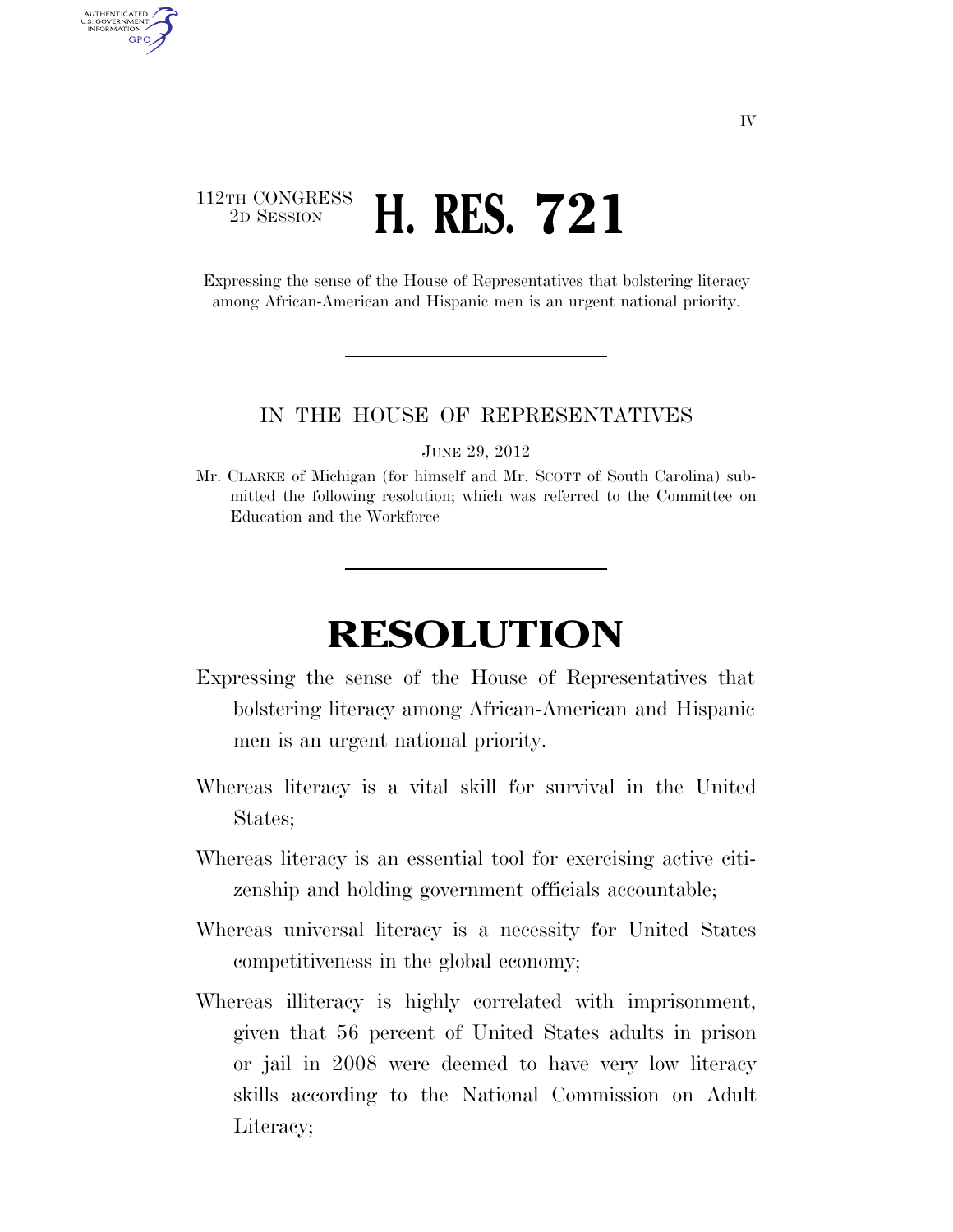112TH CONGRESS
2D SESSION

# H. RES. 721

Expressing the sense of the House of Representatives that bolstering literacy among African-American and Hispanic men is an urgent national priority.

IN THE HOUSE OF REPRESENTATIVES

JUNE 29, 2012

Mr. CLARKE of Michigan (for himself and Mr. SCOTT of South Carolina) submitted the following resolution; which was referred to the Committee on Education and the Workforce

# RESOLUTION

Expressing the sense of the House of Representatives that bolstering literacy among African-American and Hispanic men is an urgent national priority.

Whereas literacy is a vital skill for survival in the United States;

Whereas literacy is an essential tool for exercising active citizenship and holding government officials accountable;

Whereas universal literacy is a necessity for United States competitiveness in the global economy;

Whereas illiteracy is highly correlated with imprisonment, given that 56 percent of United States adults in prison or jail in 2008 were deemed to have very low literacy skills according to the National Commission on Adult Literacy;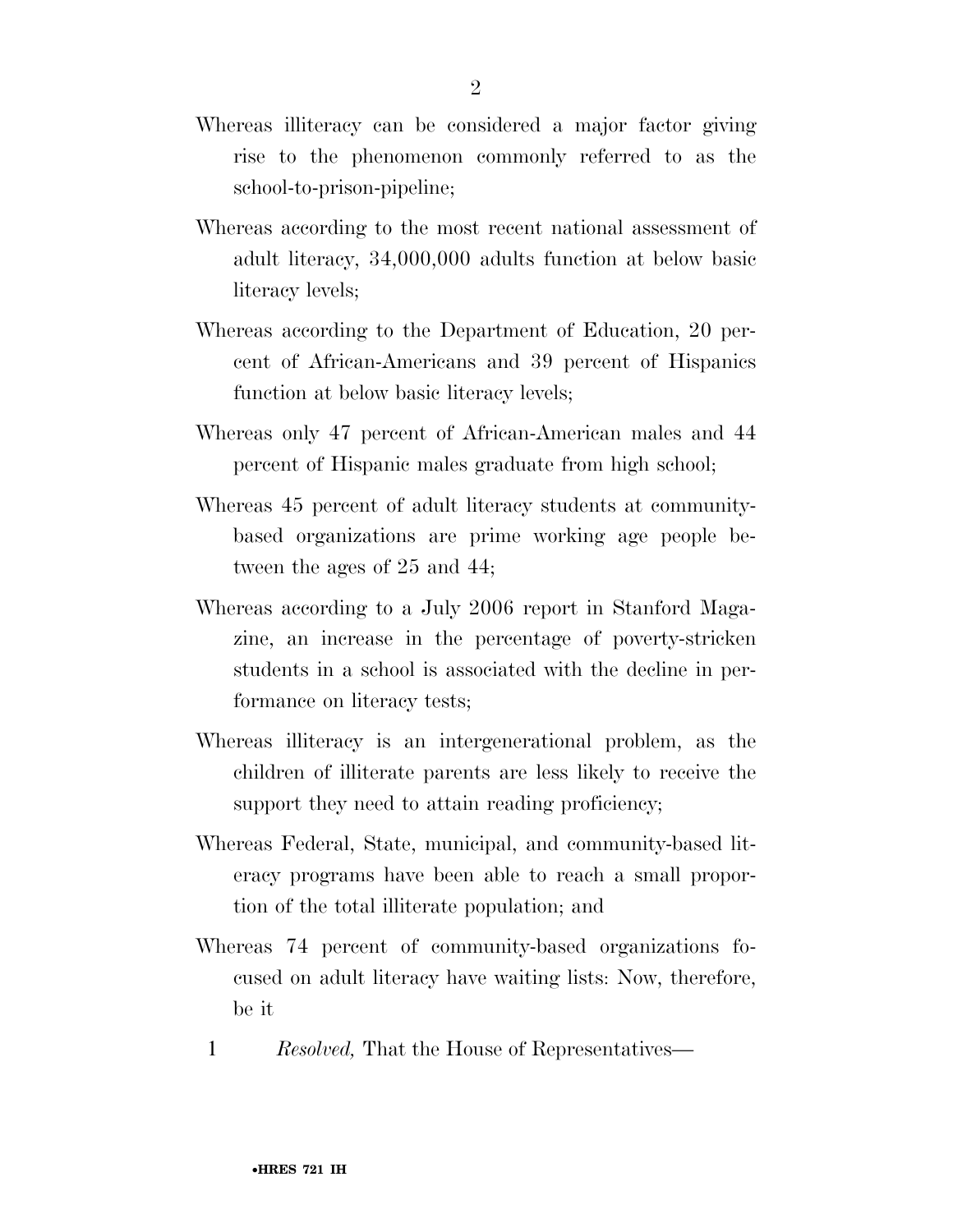Whereas illiteracy can be considered a major factor giving rise to the phenomenon commonly referred to as the school-to-prison-pipeline;

Whereas according to the most recent national assessment of adult literacy, 34,000,000 adults function at below basic literacy levels;

Whereas according to the Department of Education, 20 percent of African-Americans and 39 percent of Hispanics function at below basic literacy levels;

Whereas only 47 percent of African-American males and 44 percent of Hispanic males graduate from high school;

Whereas 45 percent of adult literacy students at community-based organizations are prime working age people between the ages of 25 and 44;

Whereas according to a July 2006 report in Stanford Magazine, an increase in the percentage of poverty-stricken students in a school is associated with the decline in performance on literacy tests;

Whereas illiteracy is an intergenerational problem, as the children of illiterate parents are less likely to receive the support they need to attain reading proficiency;

Whereas Federal, State, municipal, and community-based literacy programs have been able to reach a small proportion of the total illiterate population; and

Whereas 74 percent of community-based organizations focused on adult literacy have waiting lists: Now, therefore, be it

1 *Resolved,* That the House of Representatives—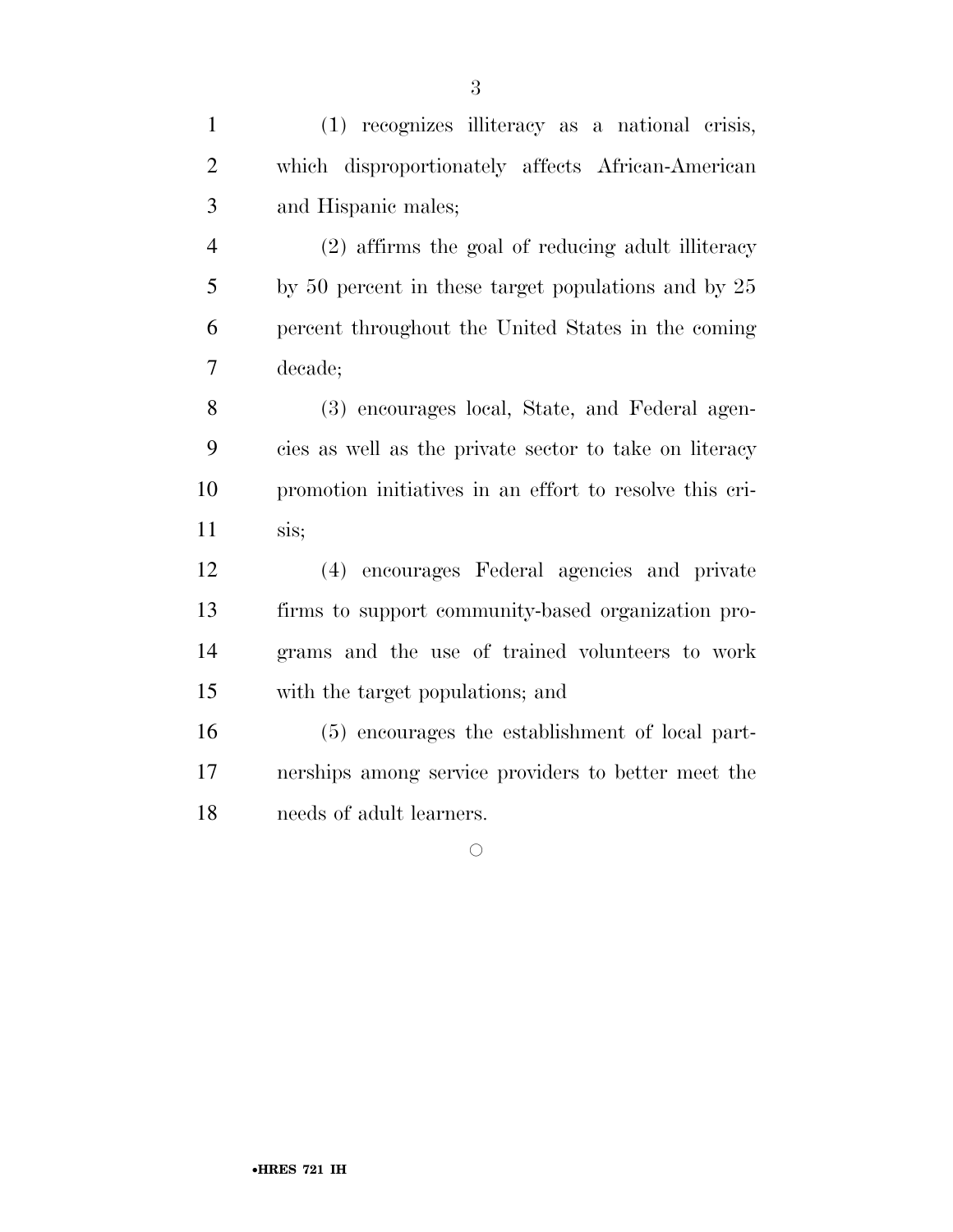(1) recognizes illiteracy as a national crisis, which disproportionately affects African-American and Hispanic males;

(2) affirms the goal of reducing adult illiteracy by 50 percent in these target populations and by 25 percent throughout the United States in the coming decade;

(3) encourages local, State, and Federal agencies as well as the private sector to take on literacy promotion initiatives in an effort to resolve this crisis;

(4) encourages Federal agencies and private firms to support community-based organization programs and the use of trained volunteers to work with the target populations; and

(5) encourages the establishment of local partnerships among service providers to better meet the needs of adult learners.

○